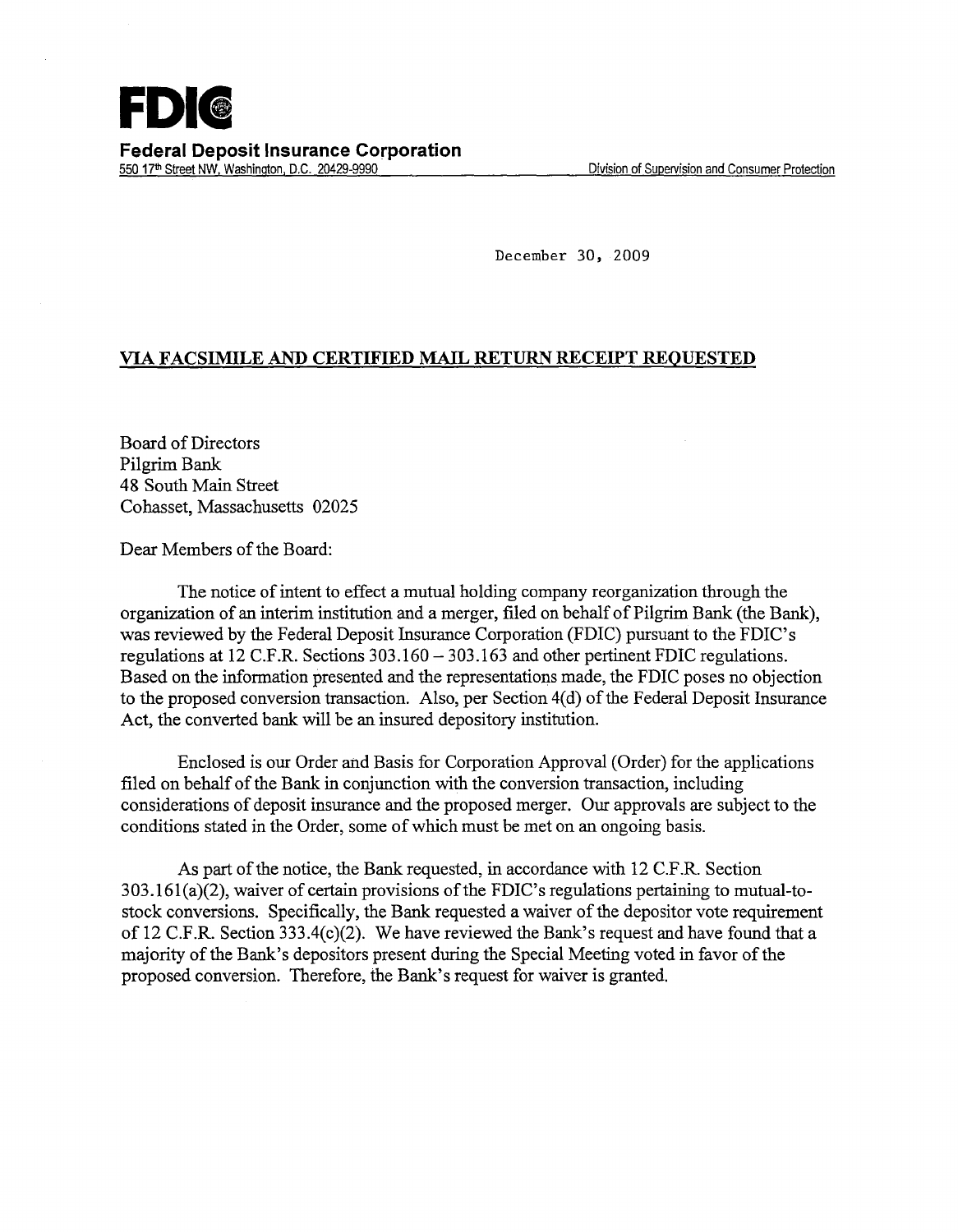**FDIC**

**Federal Deposit Insurance Corporation**

550 17th Street NW, Washington, D.C. 20429-9990 — Division of Supervision and Consumer Protection

December 30, 2009

**VIA FACSIMILE AND CERTIFIED MAIL RETURN RECEIPT REQUESTED**

Board of Directors
Pilgrim Bank
48 South Main Street
Cohasset, Massachusetts 02025

Dear Members of the Board:

The notice of intent to effect a mutual holding company reorganization through the organization of an interim institution and a merger, filed on behalf of Pilgrim Bank (the Bank), was reviewed by the Federal Deposit Insurance Corporation (FDIC) pursuant to the FDIC's regulations at 12 C.F.R. Sections 303.160 – 303.163 and other pertinent FDIC regulations. Based on the information presented and the representations made, the FDIC poses no objection to the proposed conversion transaction. Also, per Section 4(d) of the Federal Deposit Insurance Act, the converted bank will be an insured depository institution.

Enclosed is our Order and Basis for Corporation Approval (Order) for the applications filed on behalf of the Bank in conjunction with the conversion transaction, including considerations of deposit insurance and the proposed merger. Our approvals are subject to the conditions stated in the Order, some of which must be met on an ongoing basis.

As part of the notice, the Bank requested, in accordance with 12 C.F.R. Section 303.161(a)(2), waiver of certain provisions of the FDIC's regulations pertaining to mutual-to-stock conversions. Specifically, the Bank requested a waiver of the depositor vote requirement of 12 C.F.R. Section 333.4(c)(2). We have reviewed the Bank's request and have found that a majority of the Bank's depositors present during the Special Meeting voted in favor of the proposed conversion. Therefore, the Bank's request for waiver is granted.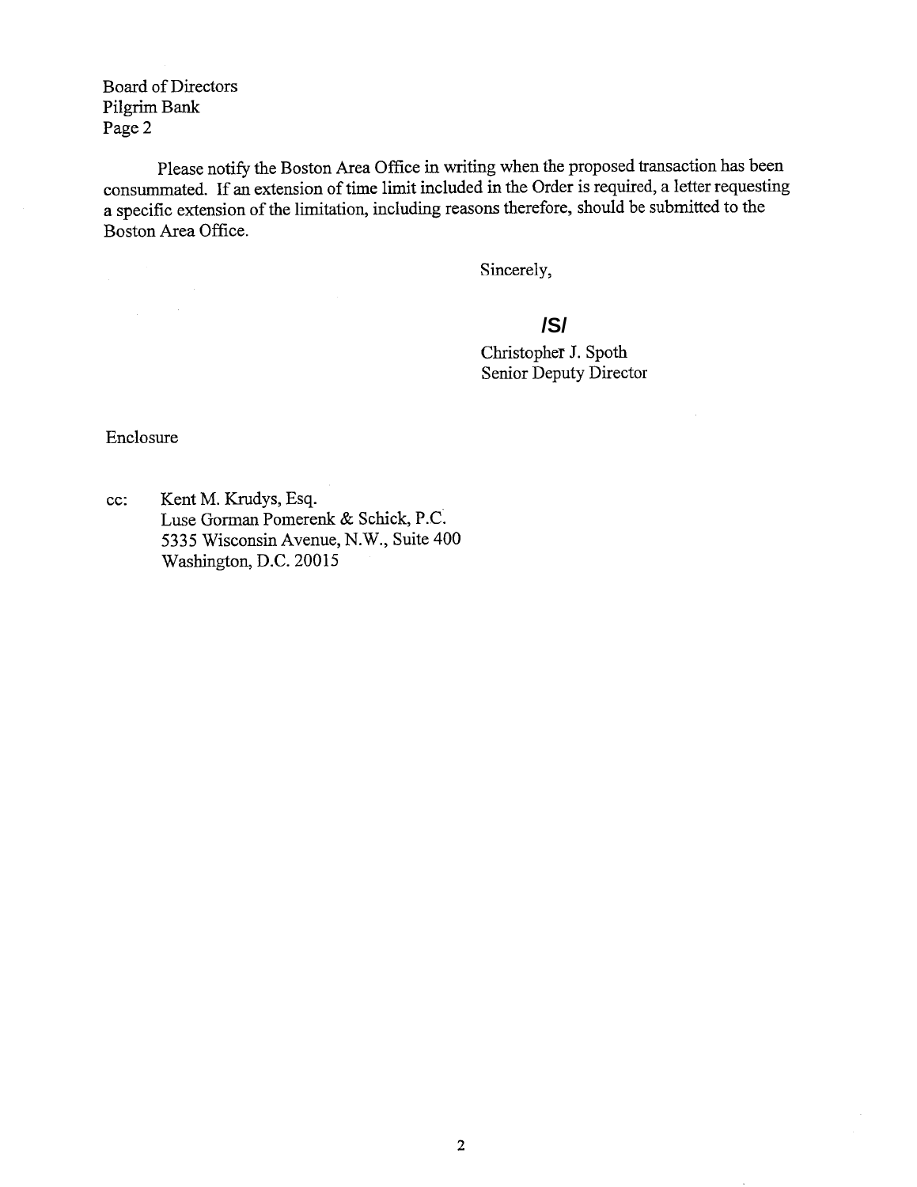Board of Directors
Pilgrim Bank
Page 2

Please notify the Boston Area Office in writing when the proposed transaction has been consummated. If an extension of time limit included in the Order is required, a letter requesting a specific extension of the limitation, including reasons therefore, should be submitted to the Boston Area Office.

Sincerely,

**/S/**

Christopher J. Spoth
Senior Deputy Director

Enclosure

cc: Kent M. Krudys, Esq.
Luse Gorman Pomerenk & Schick, P.C.
5335 Wisconsin Avenue, N.W., Suite 400
Washington, D.C. 20015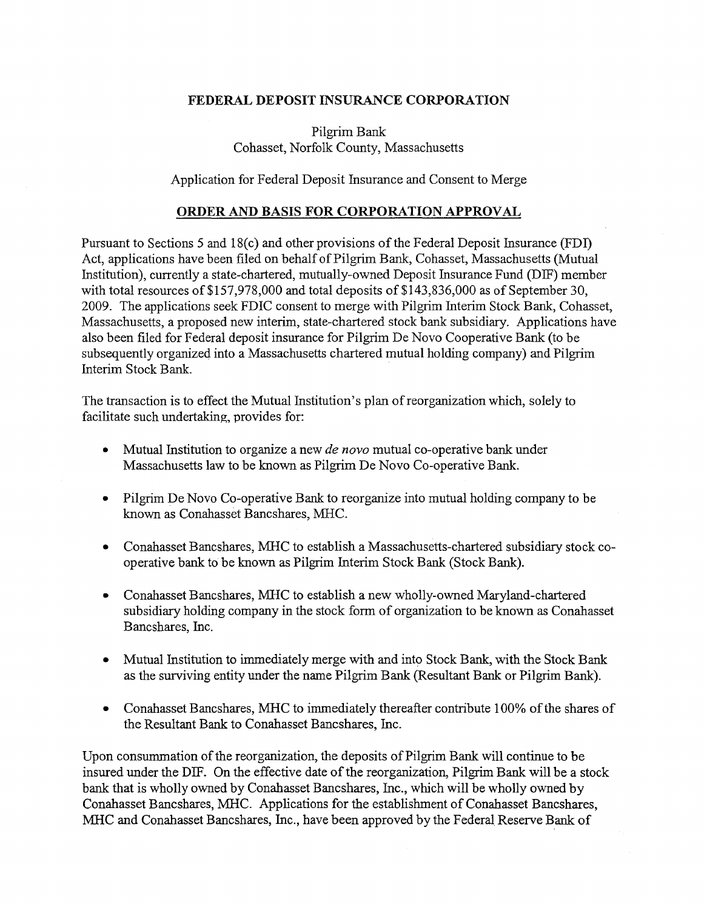**FEDERAL DEPOSIT INSURANCE CORPORATION**

Pilgrim Bank
Cohasset, Norfolk County, Massachusetts

Application for Federal Deposit Insurance and Consent to Merge

**ORDER AND BASIS FOR CORPORATION APPROVAL**

Pursuant to Sections 5 and 18(c) and other provisions of the Federal Deposit Insurance (FDI) Act, applications have been filed on behalf of Pilgrim Bank, Cohasset, Massachusetts (Mutual Institution), currently a state-chartered, mutually-owned Deposit Insurance Fund (DIF) member with total resources of $157,978,000 and total deposits of $143,836,000 as of September 30, 2009. The applications seek FDIC consent to merge with Pilgrim Interim Stock Bank, Cohasset, Massachusetts, a proposed new interim, state-chartered stock bank subsidiary. Applications have also been filed for Federal deposit insurance for Pilgrim De Novo Cooperative Bank (to be subsequently organized into a Massachusetts chartered mutual holding company) and Pilgrim Interim Stock Bank.

The transaction is to effect the Mutual Institution's plan of reorganization which, solely to facilitate such undertaking, provides for:

- Mutual Institution to organize a new *de novo* mutual co-operative bank under Massachusetts law to be known as Pilgrim De Novo Co-operative Bank.
- Pilgrim De Novo Co-operative Bank to reorganize into mutual holding company to be known as Conahasset Bancshares, MHC.
- Conahasset Bancshares, MHC to establish a Massachusetts-chartered subsidiary stock co-operative bank to be known as Pilgrim Interim Stock Bank (Stock Bank).
- Conahasset Bancshares, MHC to establish a new wholly-owned Maryland-chartered subsidiary holding company in the stock form of organization to be known as Conahasset Bancshares, Inc.
- Mutual Institution to immediately merge with and into Stock Bank, with the Stock Bank as the surviving entity under the name Pilgrim Bank (Resultant Bank or Pilgrim Bank).
- Conahasset Bancshares, MHC to immediately thereafter contribute 100% of the shares of the Resultant Bank to Conahasset Bancshares, Inc.

Upon consummation of the reorganization, the deposits of Pilgrim Bank will continue to be insured under the DIF. On the effective date of the reorganization, Pilgrim Bank will be a stock bank that is wholly owned by Conahasset Bancshares, Inc., which will be wholly owned by Conahasset Bancshares, MHC. Applications for the establishment of Conahasset Bancshares, MHC and Conahasset Bancshares, Inc., have been approved by the Federal Reserve Bank of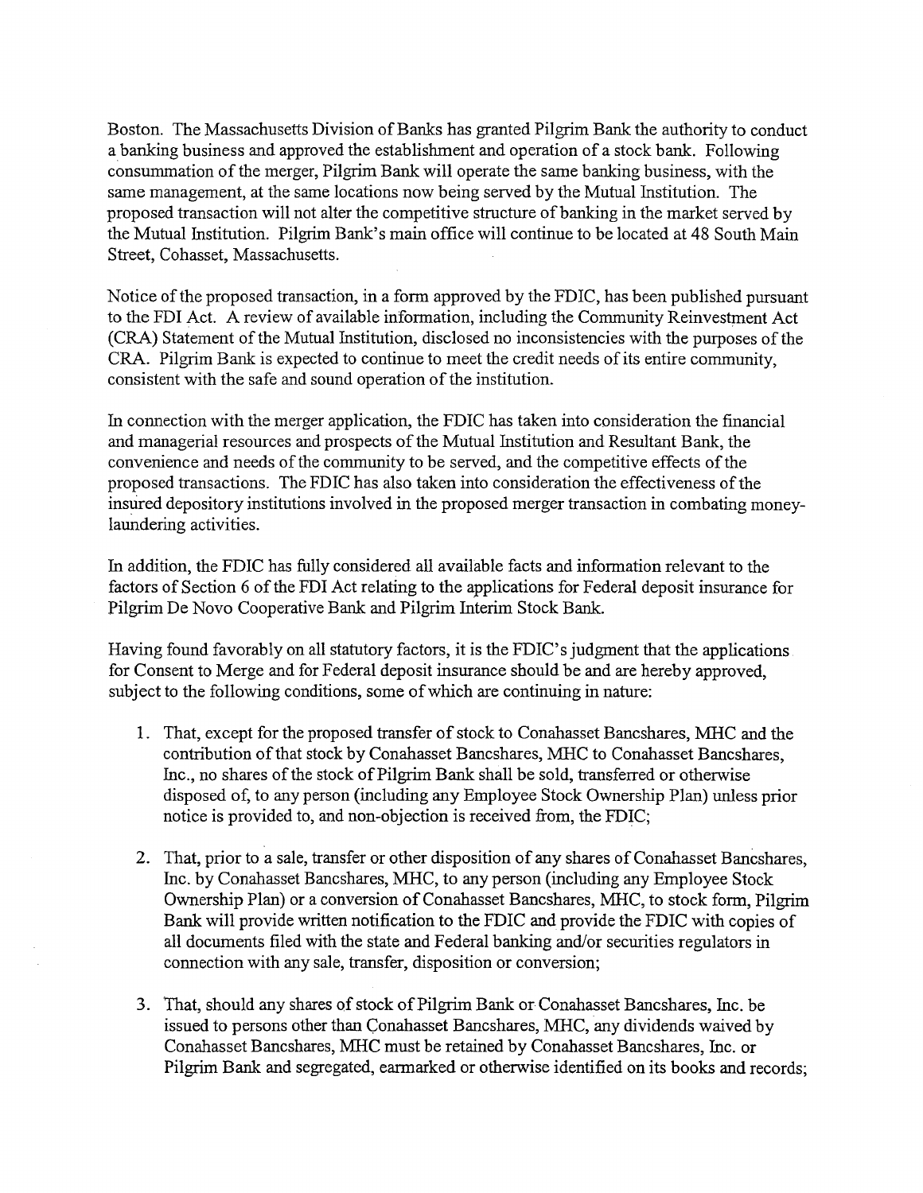Boston. The Massachusetts Division of Banks has granted Pilgrim Bank the authority to conduct a banking business and approved the establishment and operation of a stock bank. Following consummation of the merger, Pilgrim Bank will operate the same banking business, with the same management, at the same locations now being served by the Mutual Institution. The proposed transaction will not alter the competitive structure of banking in the market served by the Mutual Institution. Pilgrim Bank's main office will continue to be located at 48 South Main Street, Cohasset, Massachusetts.

Notice of the proposed transaction, in a form approved by the FDIC, has been published pursuant to the FDI Act. A review of available information, including the Community Reinvestment Act (CRA) Statement of the Mutual Institution, disclosed no inconsistencies with the purposes of the CRA. Pilgrim Bank is expected to continue to meet the credit needs of its entire community, consistent with the safe and sound operation of the institution.

In connection with the merger application, the FDIC has taken into consideration the financial and managerial resources and prospects of the Mutual Institution and Resultant Bank, the convenience and needs of the community to be served, and the competitive effects of the proposed transactions. The FDIC has also taken into consideration the effectiveness of the insured depository institutions involved in the proposed merger transaction in combating money-laundering activities.

In addition, the FDIC has fully considered all available facts and information relevant to the factors of Section 6 of the FDI Act relating to the applications for Federal deposit insurance for Pilgrim De Novo Cooperative Bank and Pilgrim Interim Stock Bank.

Having found favorably on all statutory factors, it is the FDIC's judgment that the applications for Consent to Merge and for Federal deposit insurance should be and are hereby approved, subject to the following conditions, some of which are continuing in nature:

1. That, except for the proposed transfer of stock to Conahasset Bancshares, MHC and the contribution of that stock by Conahasset Bancshares, MHC to Conahasset Bancshares, Inc., no shares of the stock of Pilgrim Bank shall be sold, transferred or otherwise disposed of, to any person (including any Employee Stock Ownership Plan) unless prior notice is provided to, and non-objection is received from, the FDIC;

2. That, prior to a sale, transfer or other disposition of any shares of Conahasset Bancshares, Inc. by Conahasset Bancshares, MHC, to any person (including any Employee Stock Ownership Plan) or a conversion of Conahasset Bancshares, MHC, to stock form, Pilgrim Bank will provide written notification to the FDIC and provide the FDIC with copies of all documents filed with the state and Federal banking and/or securities regulators in connection with any sale, transfer, disposition or conversion;

3. That, should any shares of stock of Pilgrim Bank or Conahasset Bancshares, Inc. be issued to persons other than Conahasset Bancshares, MHC, any dividends waived by Conahasset Bancshares, MHC must be retained by Conahasset Bancshares, Inc. or Pilgrim Bank and segregated, earmarked or otherwise identified on its books and records;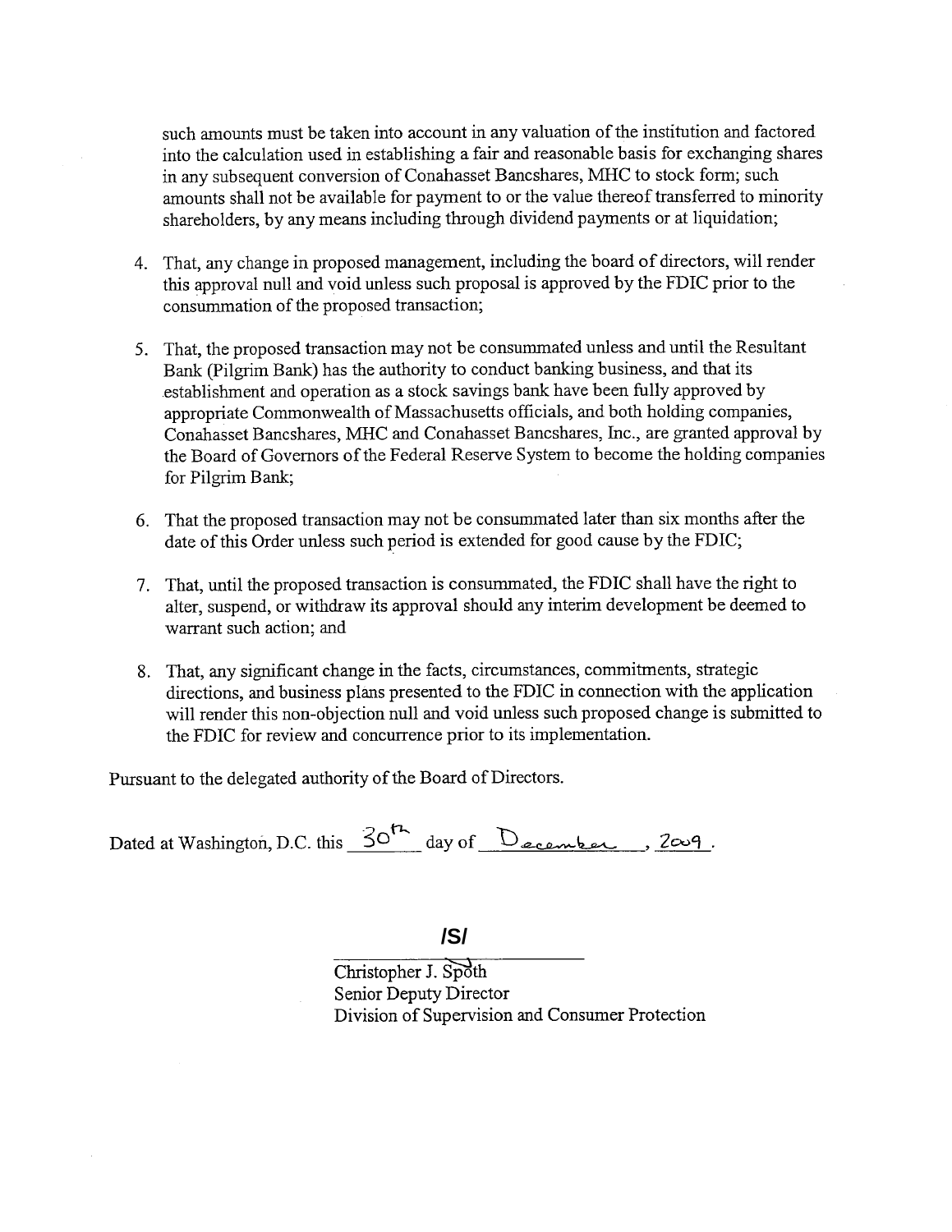such amounts must be taken into account in any valuation of the institution and factored into the calculation used in establishing a fair and reasonable basis for exchanging shares in any subsequent conversion of Conahasset Bancshares, MHC to stock form; such amounts shall not be available for payment to or the value thereof transferred to minority shareholders, by any means including through dividend payments or at liquidation;

4. That, any change in proposed management, including the board of directors, will render this approval null and void unless such proposal is approved by the FDIC prior to the consummation of the proposed transaction;

5. That, the proposed transaction may not be consummated unless and until the Resultant Bank (Pilgrim Bank) has the authority to conduct banking business, and that its establishment and operation as a stock savings bank have been fully approved by appropriate Commonwealth of Massachusetts officials, and both holding companies, Conahasset Bancshares, MHC and Conahasset Bancshares, Inc., are granted approval by the Board of Governors of the Federal Reserve System to become the holding companies for Pilgrim Bank;

6. That the proposed transaction may not be consummated later than six months after the date of this Order unless such period is extended for good cause by the FDIC;

7. That, until the proposed transaction is consummated, the FDIC shall have the right to alter, suspend, or withdraw its approval should any interim development be deemed to warrant such action; and

8. That, any significant change in the facts, circumstances, commitments, strategic directions, and business plans presented to the FDIC in connection with the application will render this non-objection null and void unless such proposed change is submitted to the FDIC for review and concurrence prior to its implementation.

Pursuant to the delegated authority of the Board of Directors.

Dated at Washington, D.C. this 30th day of December, 2009.

/S/

Christopher J. Spoth
Senior Deputy Director
Division of Supervision and Consumer Protection